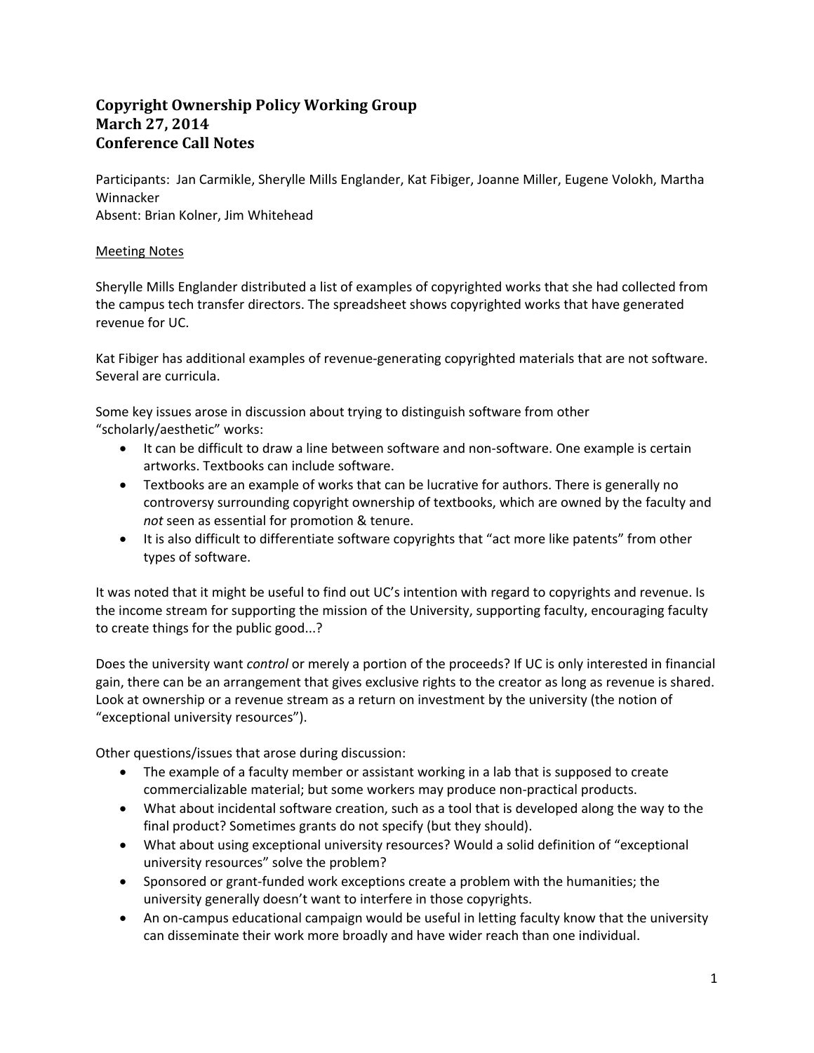# Copyright Ownership Policy Working Group
# March 27, 2014
# Conference Call Notes

Participants: Jan Carmikle, Sherylle Mills Englander, Kat Fibiger, Joanne Miller, Eugene Volokh, Martha Winnacker
Absent: Brian Kolner, Jim Whitehead

<u>Meeting Notes</u>

Sherylle Mills Englander distributed a list of examples of copyrighted works that she had collected from the campus tech transfer directors. The spreadsheet shows copyrighted works that have generated revenue for UC.

Kat Fibiger has additional examples of revenue-generating copyrighted materials that are not software. Several are curricula.

Some key issues arose in discussion about trying to distinguish software from other "scholarly/aesthetic" works:

- It can be difficult to draw a line between software and non-software. One example is certain artworks. Textbooks can include software.
- Textbooks are an example of works that can be lucrative for authors. There is generally no controversy surrounding copyright ownership of textbooks, which are owned by the faculty and *not* seen as essential for promotion & tenure.
- It is also difficult to differentiate software copyrights that "act more like patents" from other types of software.

It was noted that it might be useful to find out UC's intention with regard to copyrights and revenue. Is the income stream for supporting the mission of the University, supporting faculty, encouraging faculty to create things for the public good...?

Does the university want *control* or merely a portion of the proceeds? If UC is only interested in financial gain, there can be an arrangement that gives exclusive rights to the creator as long as revenue is shared. Look at ownership or a revenue stream as a return on investment by the university (the notion of "exceptional university resources").

Other questions/issues that arose during discussion:

- The example of a faculty member or assistant working in a lab that is supposed to create commercializable material; but some workers may produce non-practical products.
- What about incidental software creation, such as a tool that is developed along the way to the final product? Sometimes grants do not specify (but they should).
- What about using exceptional university resources? Would a solid definition of "exceptional university resources" solve the problem?
- Sponsored or grant-funded work exceptions create a problem with the humanities; the university generally doesn't want to interfere in those copyrights.
- An on-campus educational campaign would be useful in letting faculty know that the university can disseminate their work more broadly and have wider reach than one individual.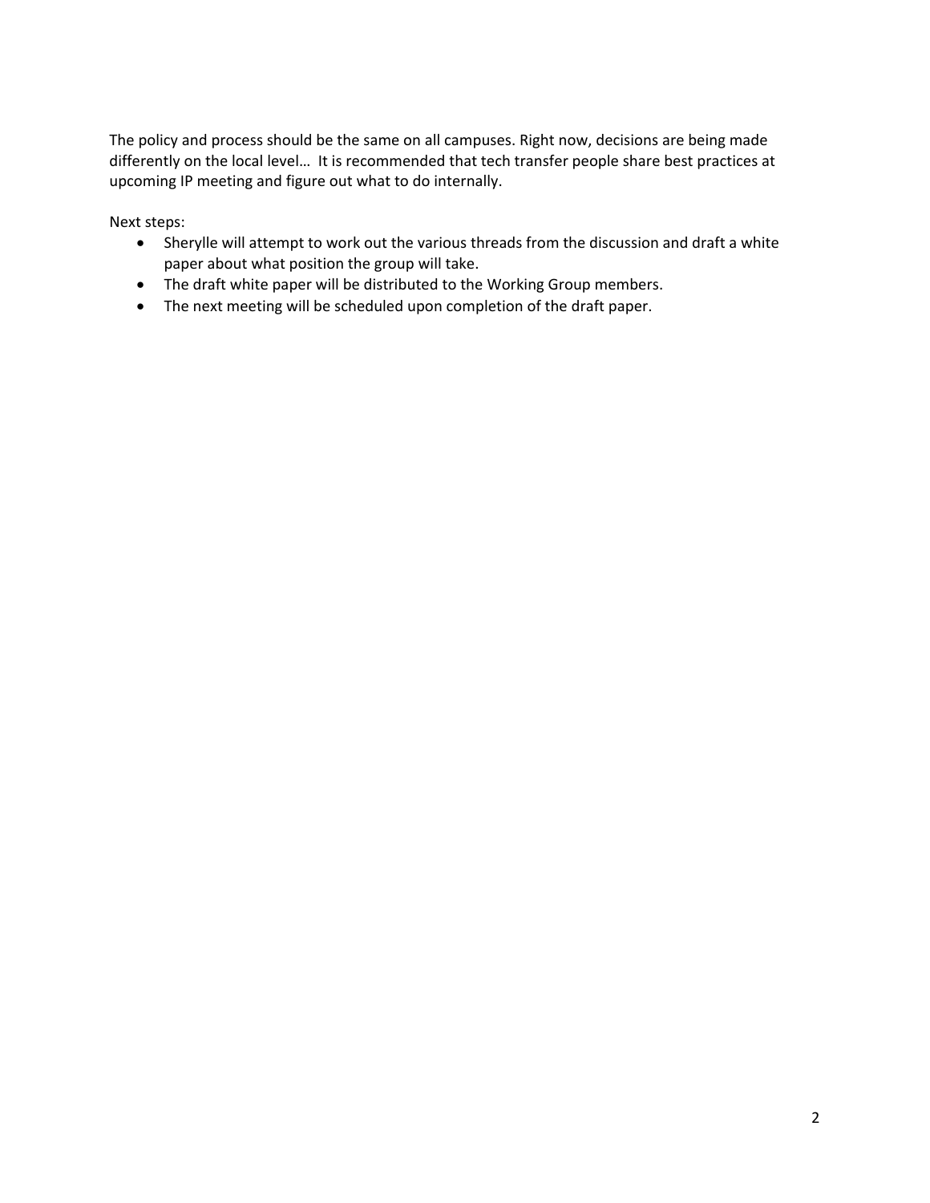The policy and process should be the same on all campuses. Right now, decisions are being made differently on the local level… It is recommended that tech transfer people share best practices at upcoming IP meeting and figure out what to do internally.

Next steps:

- Sherylle will attempt to work out the various threads from the discussion and draft a white paper about what position the group will take.
- The draft white paper will be distributed to the Working Group members.
- The next meeting will be scheduled upon completion of the draft paper.